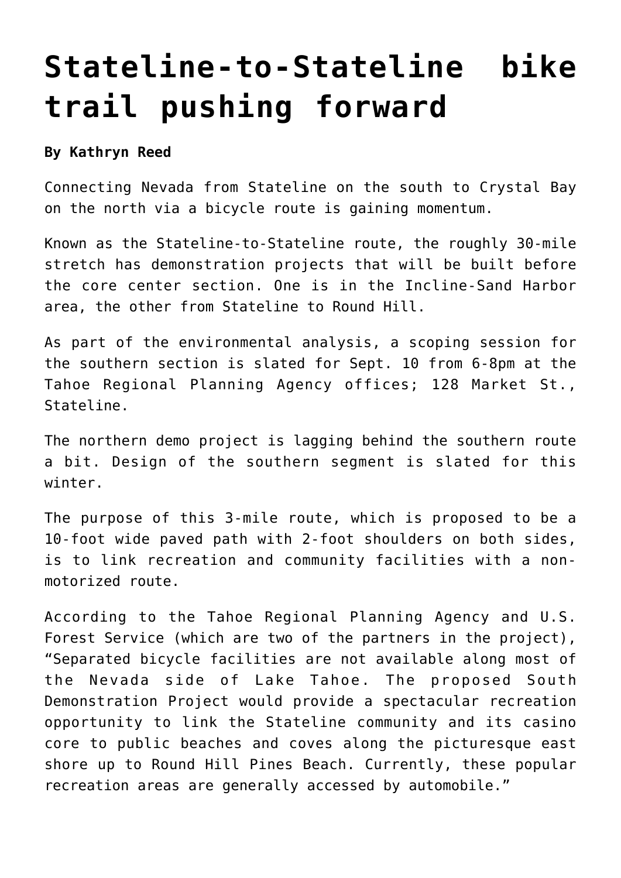# Stateline-to-Stateline bike trail pushing forward

**By Kathryn Reed**

Connecting Nevada from Stateline on the south to Crystal Bay on the north via a bicycle route is gaining momentum.

Known as the Stateline-to-Stateline route, the roughly 30-mile stretch has demonstration projects that will be built before the core center section. One is in the Incline-Sand Harbor area, the other from Stateline to Round Hill.

As part of the environmental analysis, a scoping session for the southern section is slated for Sept. 10 from 6-8pm at the Tahoe Regional Planning Agency offices; 128 Market St., Stateline.

The northern demo project is lagging behind the southern route a bit. Design of the southern segment is slated for this winter.

The purpose of this 3-mile route, which is proposed to be a 10-foot wide paved path with 2-foot shoulders on both sides, is to link recreation and community facilities with a non-motorized route.

According to the Tahoe Regional Planning Agency and U.S. Forest Service (which are two of the partners in the project), "Separated bicycle facilities are not available along most of the Nevada side of Lake Tahoe. The proposed South Demonstration Project would provide a spectacular recreation opportunity to link the Stateline community and its casino core to public beaches and coves along the picturesque east shore up to Round Hill Pines Beach. Currently, these popular recreation areas are generally accessed by automobile."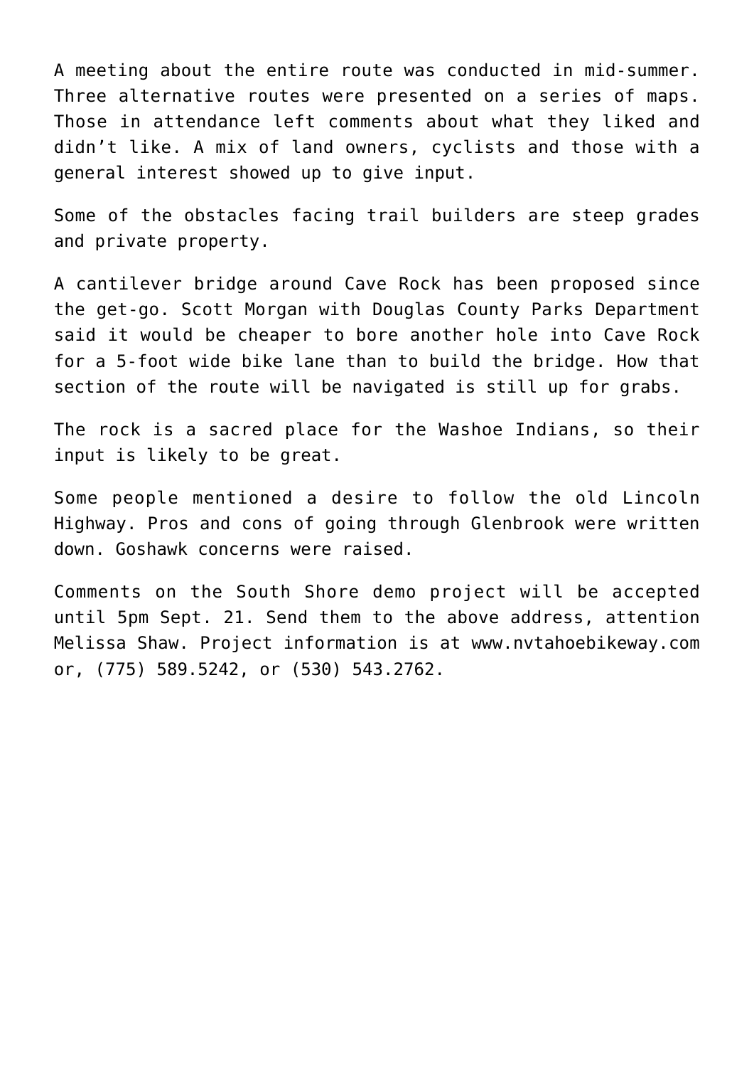A meeting about the entire route was conducted in mid-summer. Three alternative routes were presented on a series of maps. Those in attendance left comments about what they liked and didn't like. A mix of land owners, cyclists and those with a general interest showed up to give input.

Some of the obstacles facing trail builders are steep grades and private property.

A cantilever bridge around Cave Rock has been proposed since the get-go. Scott Morgan with Douglas County Parks Department said it would be cheaper to bore another hole into Cave Rock for a 5-foot wide bike lane than to build the bridge. How that section of the route will be navigated is still up for grabs.

The rock is a sacred place for the Washoe Indians, so their input is likely to be great.

Some people mentioned a desire to follow the old Lincoln Highway. Pros and cons of going through Glenbrook were written down. Goshawk concerns were raised.

Comments on the South Shore demo project will be accepted until 5pm Sept. 21. Send them to the above address, attention Melissa Shaw. Project information is at www.nvtahoebikeway.com or, (775) 589.5242, or (530) 543.2762.